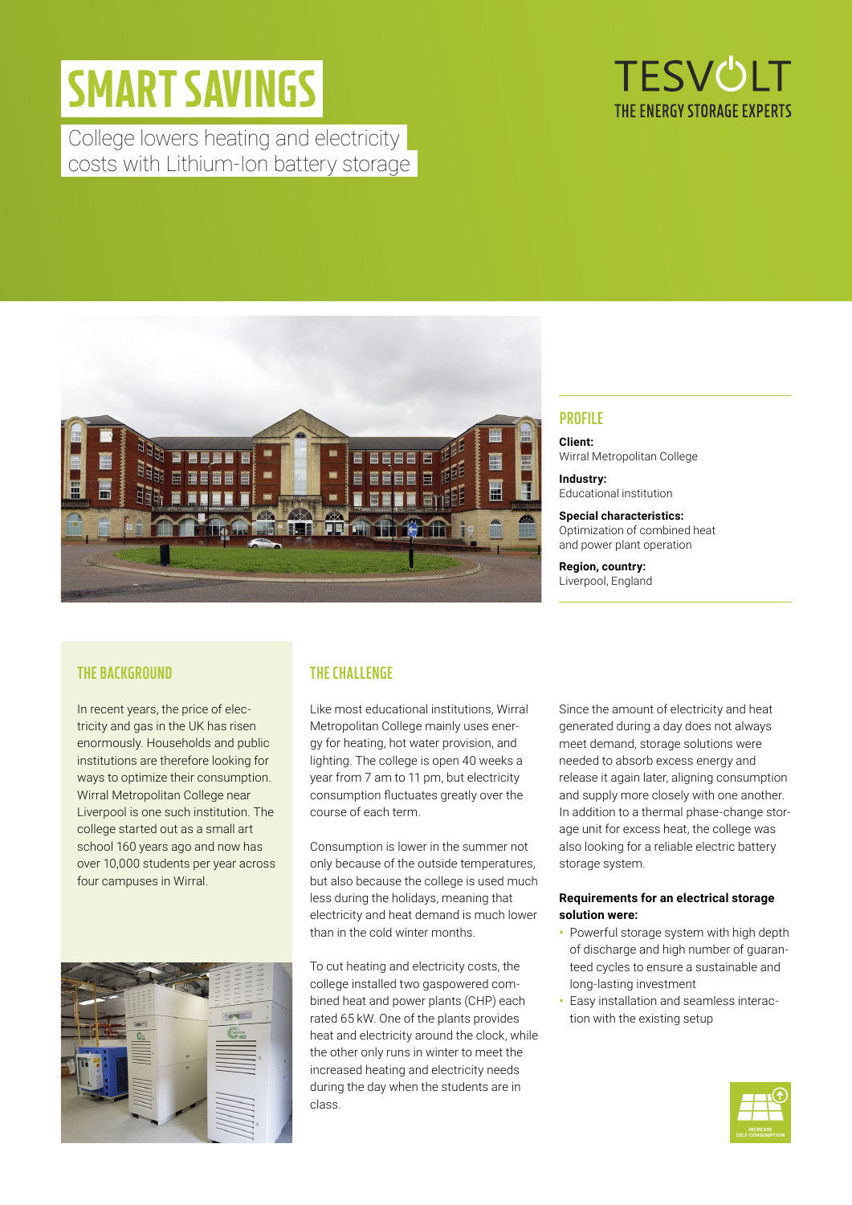# SMART SAVINGS

College lowers heating and electricity costs with Lithium-Ion battery storage

TESVOLT
THE ENERGY STORAGE EXPERTS

## PROFILE

**Client:**
Wirral Metropolitan College

**Industry:**
Educational institution

**Special characteristics:**
Optimization of combined heat and power plant operation

**Region, country:**
Liverpool, England

## THE BACKGROUND

In recent years, the price of electricity and gas in the UK has risen enormously. Households and public institutions are therefore looking for ways to optimize their consumption. Wirral Metropolitan College near Liverpool is one such institution. The college started out as a small art school 160 years ago and now has over 10,000 students per year across four campuses in Wirral.

## THE CHALLENGE

Like most educational institutions, Wirral Metropolitan College mainly uses energy for heating, hot water provision, and lighting. The college is open 40 weeks a year from 7 am to 11 pm, but electricity consumption fluctuates greatly over the course of each term.

Consumption is lower in the summer not only because of the outside temperatures, but also because the college is used much less during the holidays, meaning that electricity and heat demand is much lower than in the cold winter months.

To cut heating and electricity costs, the college installed two gaspowered combined heat and power plants (CHP) each rated 65 kW. One of the plants provides heat and electricity around the clock, while the other only runs in winter to meet the increased heating and electricity needs during the day when the students are in class.

Since the amount of electricity and heat generated during a day does not always meet demand, storage solutions were needed to absorb excess energy and release it again later, aligning consumption and supply more closely with one another. In addition to a thermal phase-change storage unit for excess heat, the college was also looking for a reliable electric battery storage system.

**Requirements for an electrical storage solution were:**

- Powerful storage system with high depth of discharge and high number of guaranteed cycles to ensure a sustainable and long-lasting investment
- Easy installation and seamless interaction with the existing setup

INCREASE SELF CONSUMPTION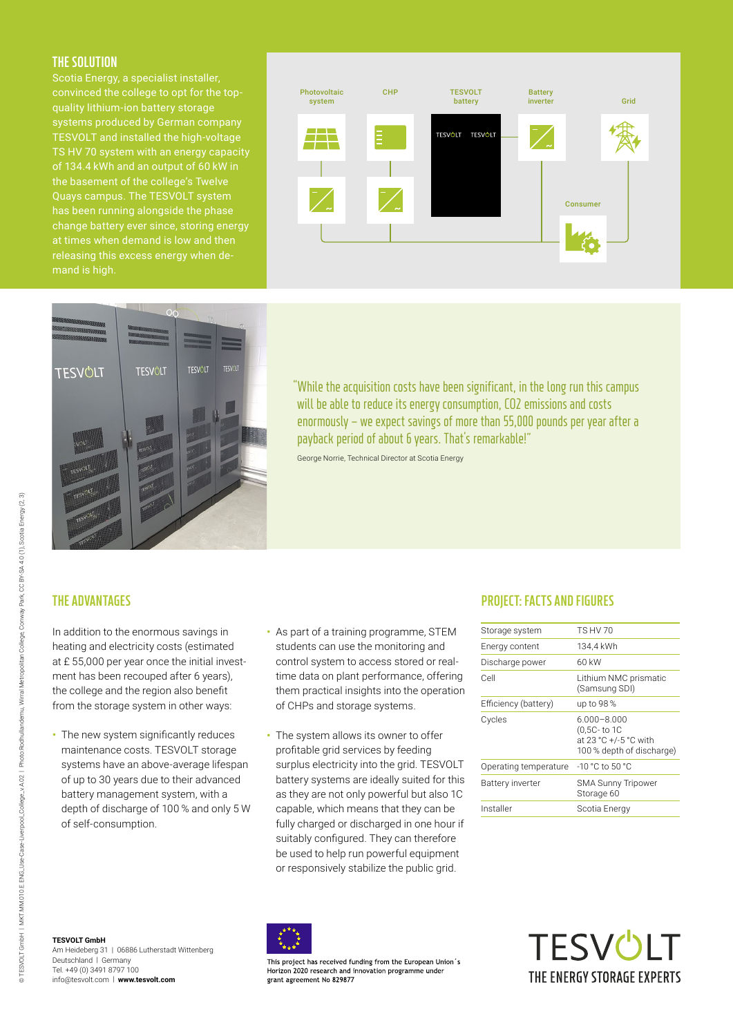## THE SOLUTION

Scotia Energy, a specialist installer, convinced the college to opt for the top-quality lithium-ion battery storage systems produced by German company TESVOLT and installed the high-voltage TS HV 70 system with an energy capacity of 134.4 kWh and an output of 60 kW in the basement of the college's Twelve Quays campus. The TESVOLT system has been running alongside the phase change battery ever since, storing energy at times when demand is low and then releasing this excess energy when demand is high.

Photovoltaic system
CHP
TESVOLT battery
Battery inverter
Grid
Consumer

"While the acquisition costs have been significant, in the long run this campus will be able to reduce its energy consumption, CO2 emissions and costs enormously – we expect savings of more than 55,000 pounds per year after a payback period of about 6 years. That's remarkable!"

George Norrie, Technical Director at Scotia Energy

## THE ADVANTAGES

In addition to the enormous savings in heating and electricity costs (estimated at £ 55,000 per year once the initial investment has been recouped after 6 years), the college and the region also benefit from the storage system in other ways:

- The new system significantly reduces maintenance costs. TESVOLT storage systems have an above-average lifespan of up to 30 years due to their advanced battery management system, with a depth of discharge of 100 % and only 5 W of self-consumption.
- As part of a training programme, STEM students can use the monitoring and control system to access stored or real-time data on plant performance, offering them practical insights into the operation of CHPs and storage systems.
- The system allows its owner to offer profitable grid services by feeding surplus electricity into the grid. TESVOLT battery systems are ideally suited for this as they are not only powerful but also 1C capable, which means that they can be fully charged or discharged in one hour if suitably configured. They can therefore be used to help run powerful equipment or responsively stabilize the public grid.

## PROJECT: FACTS AND FIGURES

| | |
|---|---|
| Storage system | TS HV 70 |
| Energy content | 134,4 kWh |
| Discharge power | 60 kW |
| Cell | Lithium NMC prismatic (Samsung SDI) |
| Efficiency (battery) | up to 98 % |
| Cycles | 6.000–8.000 (0,5C- to 1C at 23 °C +/-5 °C with 100 % depth of discharge) |
| Operating temperature | -10 °C to 50 °C |
| Battery inverter | SMA Sunny Tripower Storage 60 |
| Installer | Scotia Energy |

**TESVOLT GmbH**
Am Heideberg 31 | 06886 Lutherstadt Wittenberg
Deutschland | Germany
Tel. +49 (0) 3491 8797 100
info@tesvolt.com | **www.tesvolt.com**

This project has received funding from the European Union´s Horizon 2020 research and innovation programme under grant agreement No 829877

TESVOLT
THE ENERGY STORAGE EXPERTS

© TESVOLT GmbH | MKT.MM.010.E.ENG_Use-Case-Liverpool_College_v.A02 | Photo:Rodhullandemu, Wirral Metropolitan College, Conway Park, CC BY-SA 4.0 (1); Scotia Energy (2, 3)